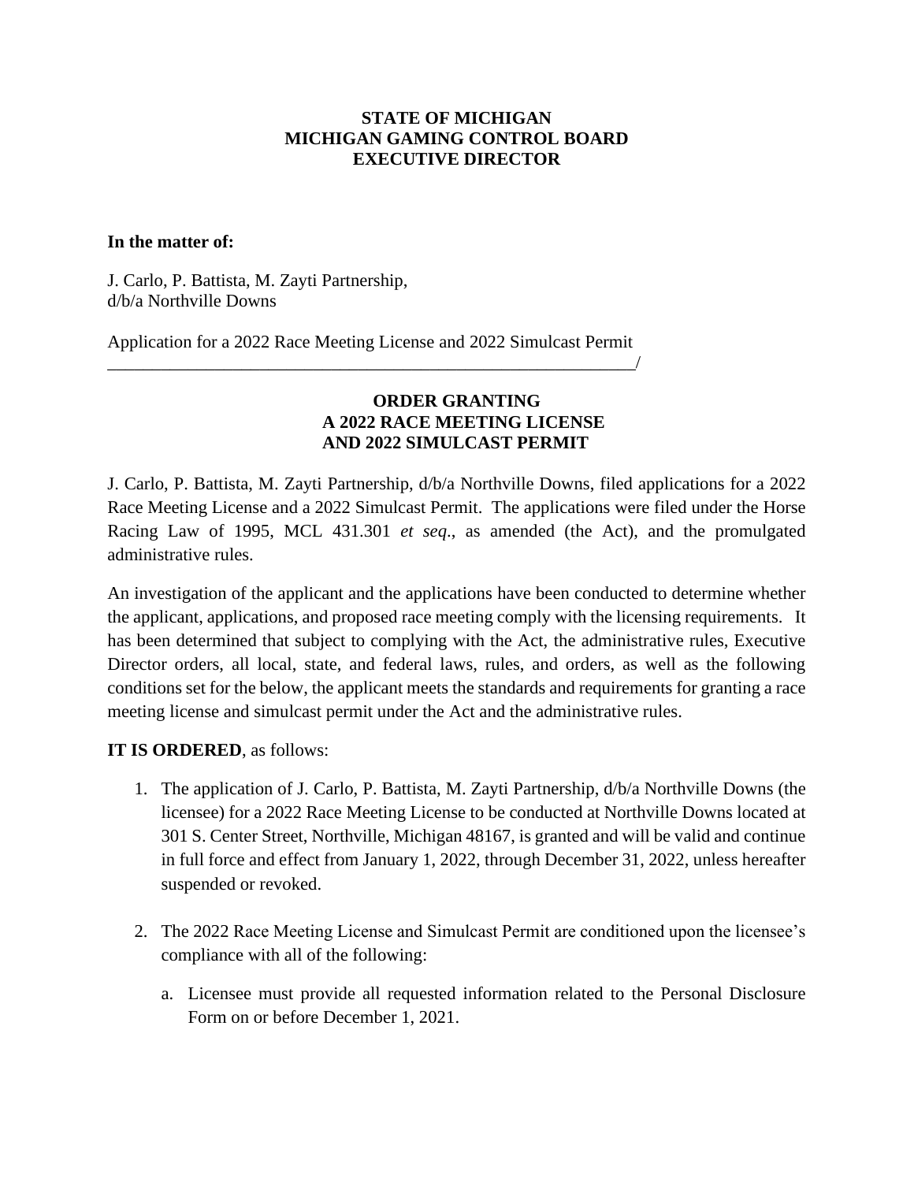**STATE OF MICHIGAN**
**MICHIGAN GAMING CONTROL BOARD**
**EXECUTIVE DIRECTOR**

**In the matter of:**

J. Carlo, P. Battista, M. Zayti Partnership,
d/b/a Northville Downs

Application for a 2022 Race Meeting License and 2022 Simulcast Permit
_______________________________________________________________/

**ORDER GRANTING**
**A 2022 RACE MEETING LICENSE**
**AND 2022 SIMULCAST PERMIT**

J. Carlo, P. Battista, M. Zayti Partnership, d/b/a Northville Downs, filed applications for a 2022 Race Meeting License and a 2022 Simulcast Permit. The applications were filed under the Horse Racing Law of 1995, MCL 431.301 *et seq*., as amended (the Act), and the promulgated administrative rules.

An investigation of the applicant and the applications have been conducted to determine whether the applicant, applications, and proposed race meeting comply with the licensing requirements. It has been determined that subject to complying with the Act, the administrative rules, Executive Director orders, all local, state, and federal laws, rules, and orders, as well as the following conditions set for the below, the applicant meets the standards and requirements for granting a race meeting license and simulcast permit under the Act and the administrative rules.

**IT IS ORDERED**, as follows:

1. The application of J. Carlo, P. Battista, M. Zayti Partnership, d/b/a Northville Downs (the licensee) for a 2022 Race Meeting License to be conducted at Northville Downs located at 301 S. Center Street, Northville, Michigan 48167, is granted and will be valid and continue in full force and effect from January 1, 2022, through December 31, 2022, unless hereafter suspended or revoked.

2. The 2022 Race Meeting License and Simulcast Permit are conditioned upon the licensee's compliance with all of the following:

   a. Licensee must provide all requested information related to the Personal Disclosure Form on or before December 1, 2021.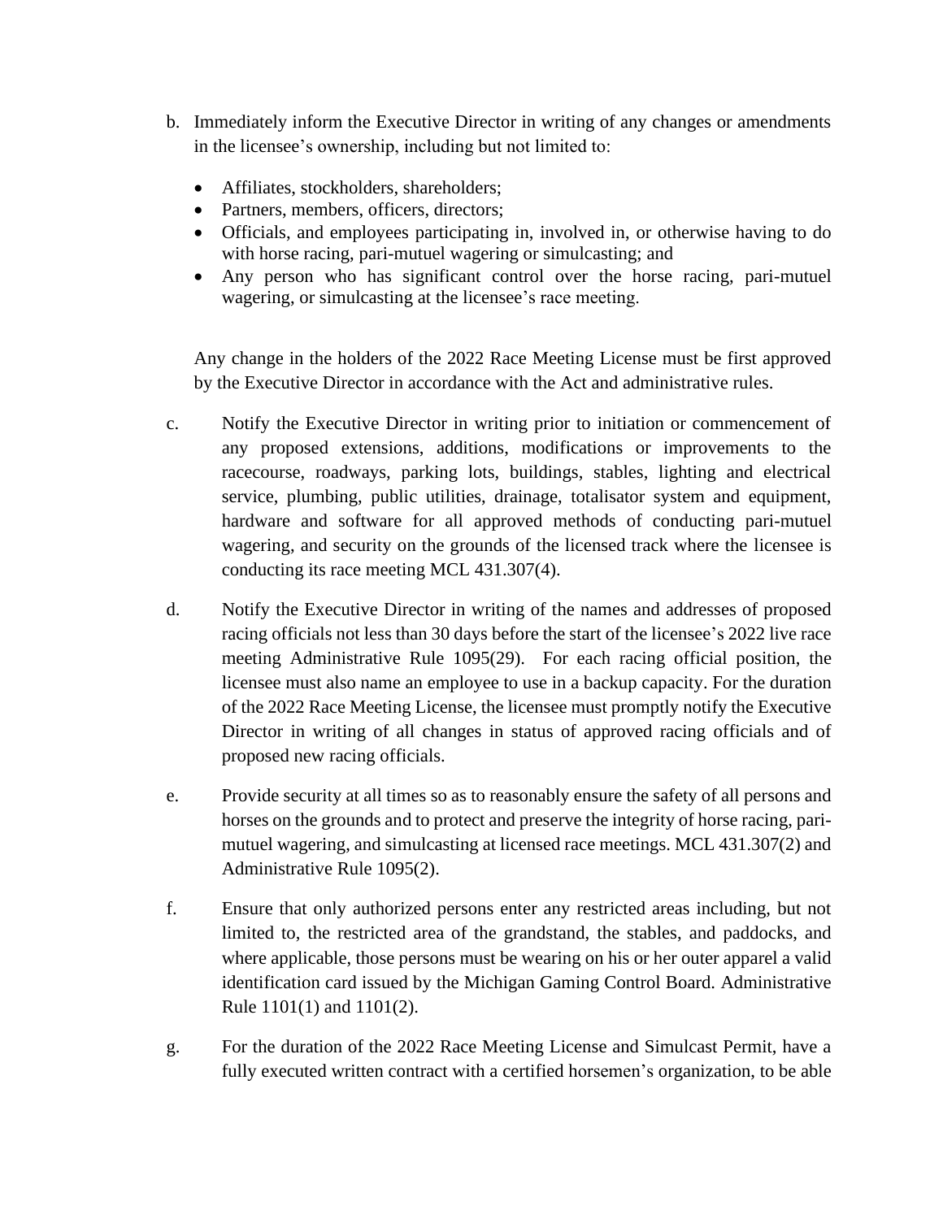b. Immediately inform the Executive Director in writing of any changes or amendments in the licensee's ownership, including but not limited to:

   - Affiliates, stockholders, shareholders;
   - Partners, members, officers, directors;
   - Officials, and employees participating in, involved in, or otherwise having to do with horse racing, pari-mutuel wagering or simulcasting; and
   - Any person who has significant control over the horse racing, pari-mutuel wagering, or simulcasting at the licensee's race meeting.

   Any change in the holders of the 2022 Race Meeting License must be first approved by the Executive Director in accordance with the Act and administrative rules.

c. Notify the Executive Director in writing prior to initiation or commencement of any proposed extensions, additions, modifications or improvements to the racecourse, roadways, parking lots, buildings, stables, lighting and electrical service, plumbing, public utilities, drainage, totalisator system and equipment, hardware and software for all approved methods of conducting pari-mutuel wagering, and security on the grounds of the licensed track where the licensee is conducting its race meeting MCL 431.307(4).

d. Notify the Executive Director in writing of the names and addresses of proposed racing officials not less than 30 days before the start of the licensee's 2022 live race meeting Administrative Rule 1095(29). For each racing official position, the licensee must also name an employee to use in a backup capacity. For the duration of the 2022 Race Meeting License, the licensee must promptly notify the Executive Director in writing of all changes in status of approved racing officials and of proposed new racing officials.

e. Provide security at all times so as to reasonably ensure the safety of all persons and horses on the grounds and to protect and preserve the integrity of horse racing, pari-mutuel wagering, and simulcasting at licensed race meetings. MCL 431.307(2) and Administrative Rule 1095(2).

f. Ensure that only authorized persons enter any restricted areas including, but not limited to, the restricted area of the grandstand, the stables, and paddocks, and where applicable, those persons must be wearing on his or her outer apparel a valid identification card issued by the Michigan Gaming Control Board. Administrative Rule 1101(1) and 1101(2).

g. For the duration of the 2022 Race Meeting License and Simulcast Permit, have a fully executed written contract with a certified horsemen's organization, to be able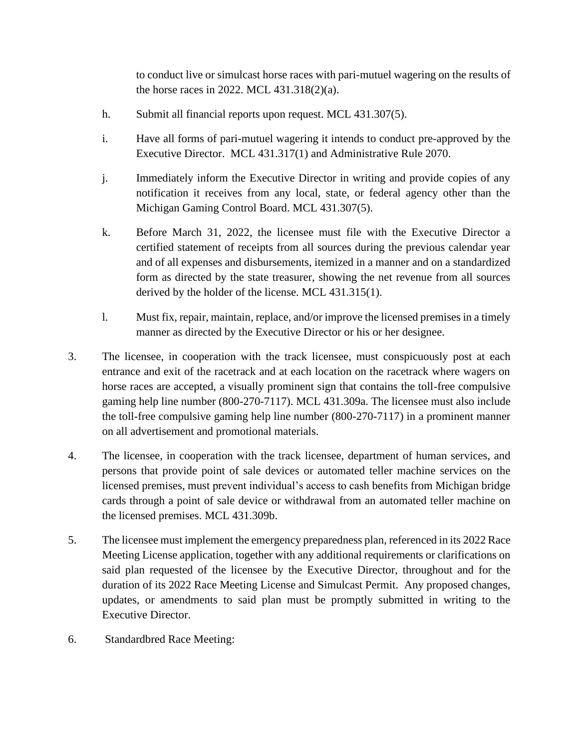to conduct live or simulcast horse races with pari-mutuel wagering on the results of the horse races in 2022. MCL 431.318(2)(a).

h. Submit all financial reports upon request. MCL 431.307(5).

i. Have all forms of pari-mutuel wagering it intends to conduct pre-approved by the Executive Director. MCL 431.317(1) and Administrative Rule 2070.

j. Immediately inform the Executive Director in writing and provide copies of any notification it receives from any local, state, or federal agency other than the Michigan Gaming Control Board. MCL 431.307(5).

k. Before March 31, 2022, the licensee must file with the Executive Director a certified statement of receipts from all sources during the previous calendar year and of all expenses and disbursements, itemized in a manner and on a standardized form as directed by the state treasurer, showing the net revenue from all sources derived by the holder of the license. MCL 431.315(1).

l. Must fix, repair, maintain, replace, and/or improve the licensed premises in a timely manner as directed by the Executive Director or his or her designee.

3. The licensee, in cooperation with the track licensee, must conspicuously post at each entrance and exit of the racetrack and at each location on the racetrack where wagers on horse races are accepted, a visually prominent sign that contains the toll-free compulsive gaming help line number (800-270-7117). MCL 431.309a. The licensee must also include the toll-free compulsive gaming help line number (800-270-7117) in a prominent manner on all advertisement and promotional materials.

4. The licensee, in cooperation with the track licensee, department of human services, and persons that provide point of sale devices or automated teller machine services on the licensed premises, must prevent individual's access to cash benefits from Michigan bridge cards through a point of sale device or withdrawal from an automated teller machine on the licensed premises. MCL 431.309b.

5. The licensee must implement the emergency preparedness plan, referenced in its 2022 Race Meeting License application, together with any additional requirements or clarifications on said plan requested of the licensee by the Executive Director, throughout and for the duration of its 2022 Race Meeting License and Simulcast Permit. Any proposed changes, updates, or amendments to said plan must be promptly submitted in writing to the Executive Director.

6. Standardbred Race Meeting: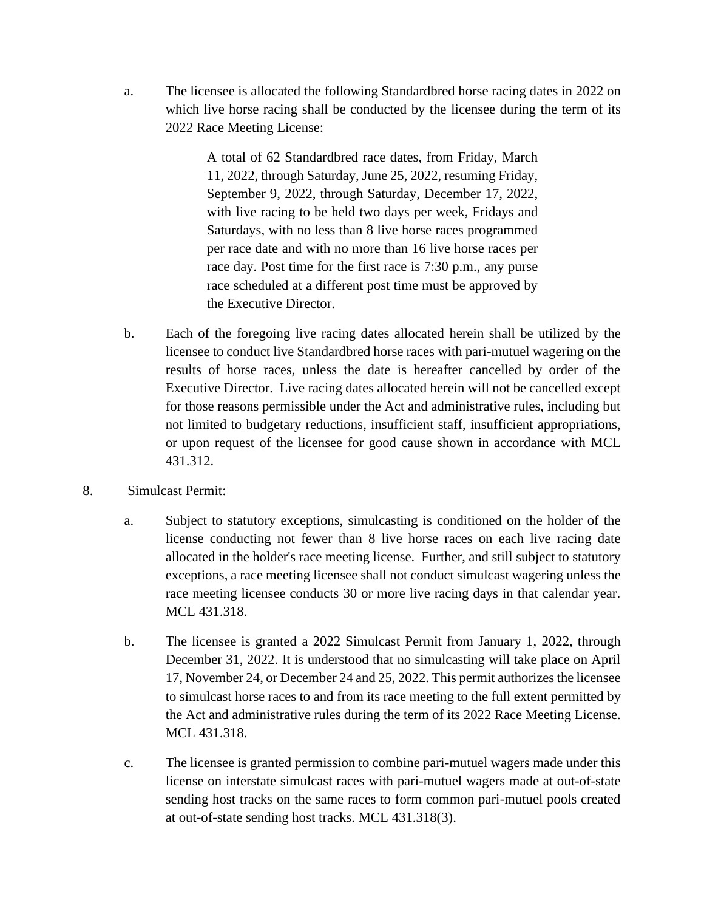a. The licensee is allocated the following Standardbred horse racing dates in 2022 on which live horse racing shall be conducted by the licensee during the term of its 2022 Race Meeting License:

> A total of 62 Standardbred race dates, from Friday, March 11, 2022, through Saturday, June 25, 2022, resuming Friday, September 9, 2022, through Saturday, December 17, 2022, with live racing to be held two days per week, Fridays and Saturdays, with no less than 8 live horse races programmed per race date and with no more than 16 live horse races per race day. Post time for the first race is 7:30 p.m., any purse race scheduled at a different post time must be approved by the Executive Director.

b. Each of the foregoing live racing dates allocated herein shall be utilized by the licensee to conduct live Standardbred horse races with pari-mutuel wagering on the results of horse races, unless the date is hereafter cancelled by order of the Executive Director. Live racing dates allocated herein will not be cancelled except for those reasons permissible under the Act and administrative rules, including but not limited to budgetary reductions, insufficient staff, insufficient appropriations, or upon request of the licensee for good cause shown in accordance with MCL 431.312.

8. Simulcast Permit:

a. Subject to statutory exceptions, simulcasting is conditioned on the holder of the license conducting not fewer than 8 live horse races on each live racing date allocated in the holder's race meeting license. Further, and still subject to statutory exceptions, a race meeting licensee shall not conduct simulcast wagering unless the race meeting licensee conducts 30 or more live racing days in that calendar year. MCL 431.318.

b. The licensee is granted a 2022 Simulcast Permit from January 1, 2022, through December 31, 2022. It is understood that no simulcasting will take place on April 17, November 24, or December 24 and 25, 2022. This permit authorizes the licensee to simulcast horse races to and from its race meeting to the full extent permitted by the Act and administrative rules during the term of its 2022 Race Meeting License. MCL 431.318.

c. The licensee is granted permission to combine pari-mutuel wagers made under this license on interstate simulcast races with pari-mutuel wagers made at out-of-state sending host tracks on the same races to form common pari-mutuel pools created at out-of-state sending host tracks. MCL 431.318(3).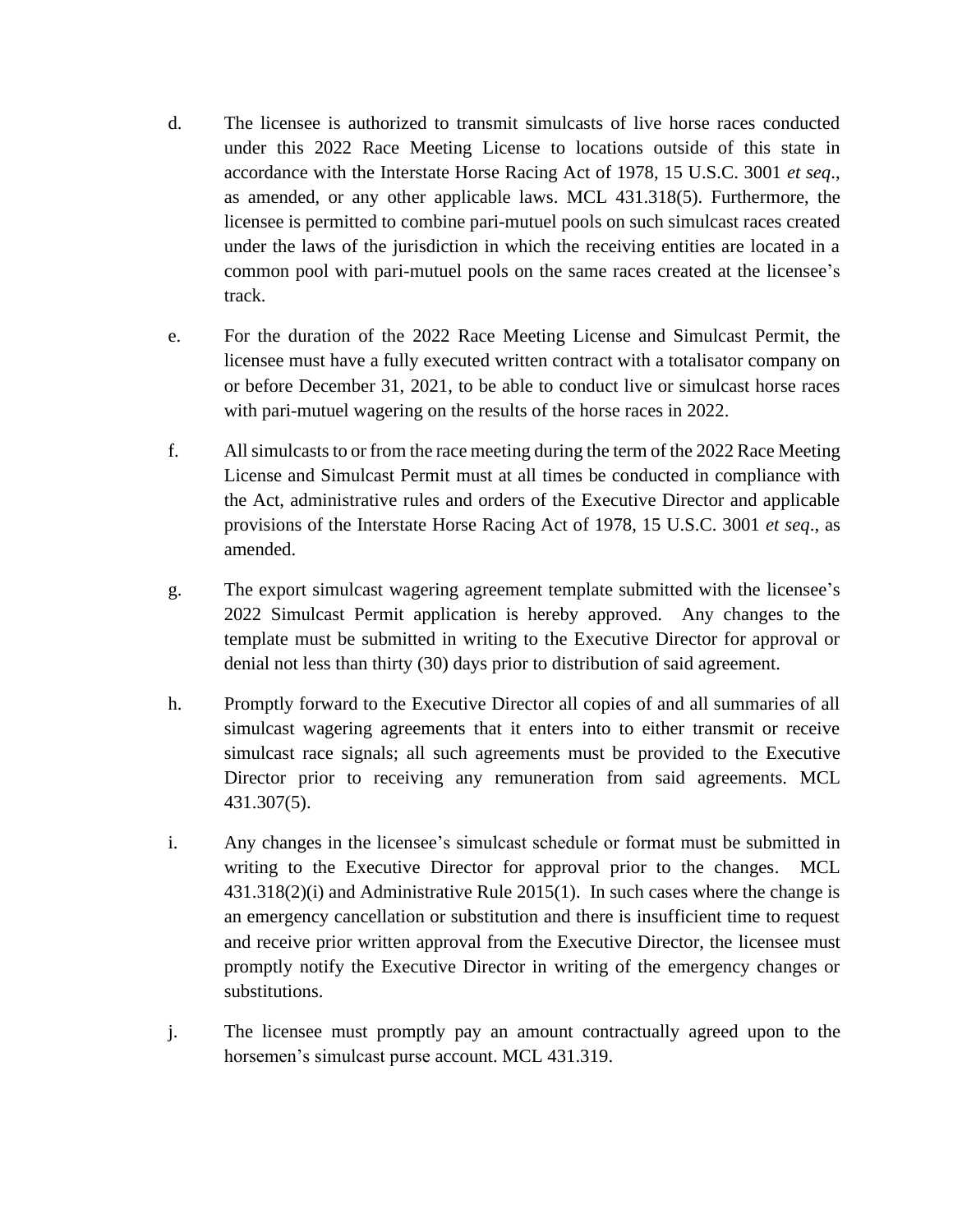d. The licensee is authorized to transmit simulcasts of live horse races conducted under this 2022 Race Meeting License to locations outside of this state in accordance with the Interstate Horse Racing Act of 1978, 15 U.S.C. 3001 *et seq*., as amended, or any other applicable laws. MCL 431.318(5). Furthermore, the licensee is permitted to combine pari-mutuel pools on such simulcast races created under the laws of the jurisdiction in which the receiving entities are located in a common pool with pari-mutuel pools on the same races created at the licensee's track.

e. For the duration of the 2022 Race Meeting License and Simulcast Permit, the licensee must have a fully executed written contract with a totalisator company on or before December 31, 2021, to be able to conduct live or simulcast horse races with pari-mutuel wagering on the results of the horse races in 2022.

f. All simulcasts to or from the race meeting during the term of the 2022 Race Meeting License and Simulcast Permit must at all times be conducted in compliance with the Act, administrative rules and orders of the Executive Director and applicable provisions of the Interstate Horse Racing Act of 1978, 15 U.S.C. 3001 *et seq*., as amended.

g. The export simulcast wagering agreement template submitted with the licensee's 2022 Simulcast Permit application is hereby approved. Any changes to the template must be submitted in writing to the Executive Director for approval or denial not less than thirty (30) days prior to distribution of said agreement.

h. Promptly forward to the Executive Director all copies of and all summaries of all simulcast wagering agreements that it enters into to either transmit or receive simulcast race signals; all such agreements must be provided to the Executive Director prior to receiving any remuneration from said agreements. MCL 431.307(5).

i. Any changes in the licensee's simulcast schedule or format must be submitted in writing to the Executive Director for approval prior to the changes. MCL 431.318(2)(i) and Administrative Rule 2015(1). In such cases where the change is an emergency cancellation or substitution and there is insufficient time to request and receive prior written approval from the Executive Director, the licensee must promptly notify the Executive Director in writing of the emergency changes or substitutions.

j. The licensee must promptly pay an amount contractually agreed upon to the horsemen's simulcast purse account. MCL 431.319.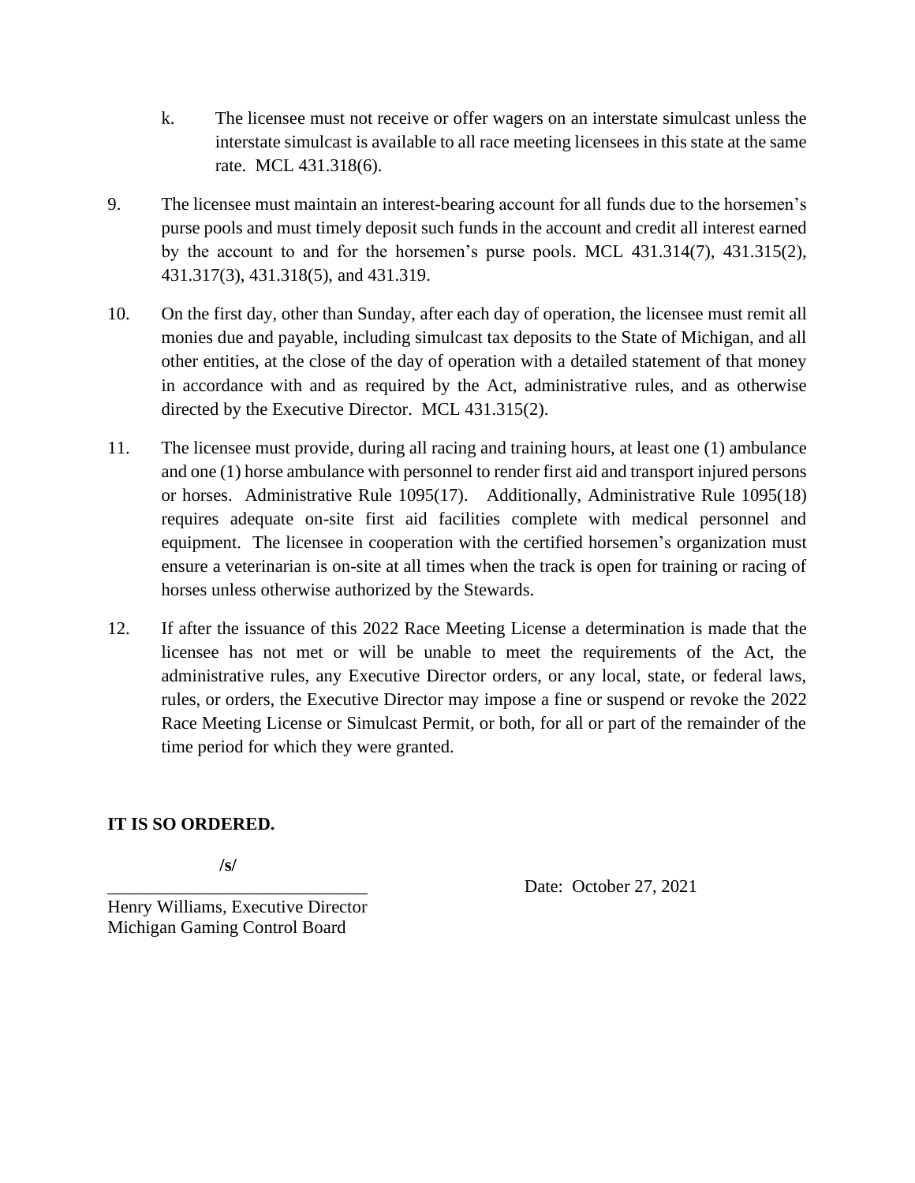k. The licensee must not receive or offer wagers on an interstate simulcast unless the interstate simulcast is available to all race meeting licensees in this state at the same rate. MCL 431.318(6).

9. The licensee must maintain an interest-bearing account for all funds due to the horsemen's purse pools and must timely deposit such funds in the account and credit all interest earned by the account to and for the horsemen's purse pools. MCL 431.314(7), 431.315(2), 431.317(3), 431.318(5), and 431.319.

10. On the first day, other than Sunday, after each day of operation, the licensee must remit all monies due and payable, including simulcast tax deposits to the State of Michigan, and all other entities, at the close of the day of operation with a detailed statement of that money in accordance with and as required by the Act, administrative rules, and as otherwise directed by the Executive Director. MCL 431.315(2).

11. The licensee must provide, during all racing and training hours, at least one (1) ambulance and one (1) horse ambulance with personnel to render first aid and transport injured persons or horses. Administrative Rule 1095(17). Additionally, Administrative Rule 1095(18) requires adequate on-site first aid facilities complete with medical personnel and equipment. The licensee in cooperation with the certified horsemen's organization must ensure a veterinarian is on-site at all times when the track is open for training or racing of horses unless otherwise authorized by the Stewards.

12. If after the issuance of this 2022 Race Meeting License a determination is made that the licensee has not met or will be unable to meet the requirements of the Act, the administrative rules, any Executive Director orders, or any local, state, or federal laws, rules, or orders, the Executive Director may impose a fine or suspend or revoke the 2022 Race Meeting License or Simulcast Permit, or both, for all or part of the remainder of the time period for which they were granted.

**IT IS SO ORDERED.**

**/s/**

Henry Williams, Executive Director
Michigan Gaming Control Board

Date: October 27, 2021